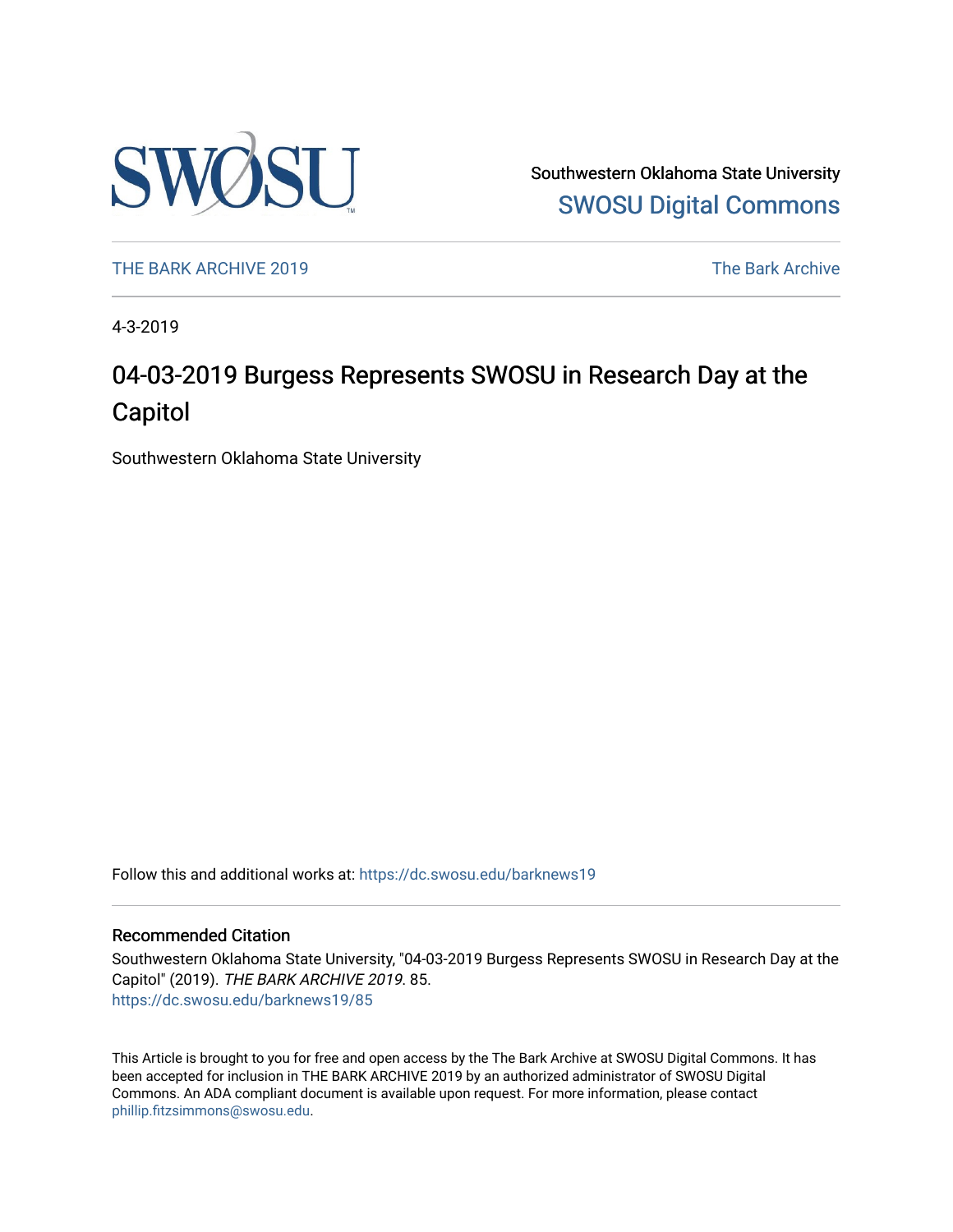Southwestern Oklahoma State University
SWOSU Digital Commons

THE BARK ARCHIVE 2019 | The Bark Archive

4-3-2019

# 04-03-2019 Burgess Represents SWOSU in Research Day at the Capitol

Southwestern Oklahoma State University

Follow this and additional works at: https://dc.swosu.edu/barknews19

## Recommended Citation

Southwestern Oklahoma State University, "04-03-2019 Burgess Represents SWOSU in Research Day at the Capitol" (2019). *THE BARK ARCHIVE 2019*. 85.
https://dc.swosu.edu/barknews19/85

This Article is brought to you for free and open access by the The Bark Archive at SWOSU Digital Commons. It has been accepted for inclusion in THE BARK ARCHIVE 2019 by an authorized administrator of SWOSU Digital Commons. An ADA compliant document is available upon request. For more information, please contact phillip.fitzsimmons@swosu.edu.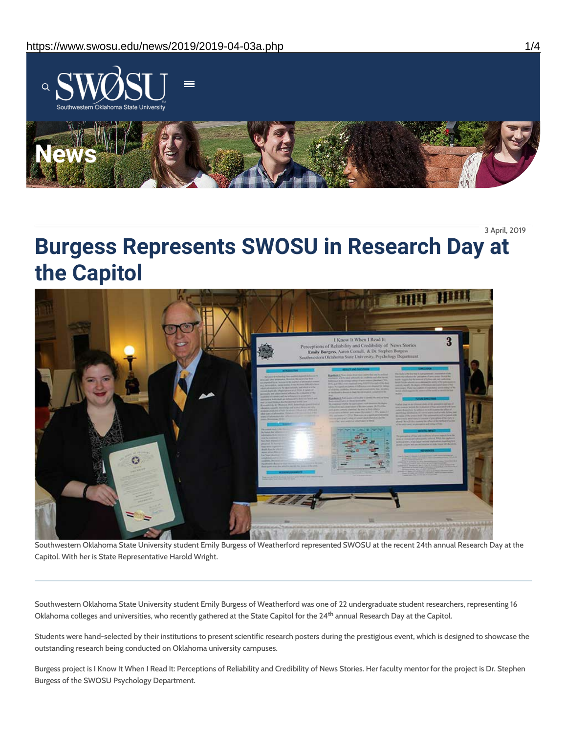3 April, 2019

# Burgess Represents SWOSU in Research Day at the Capitol

Southwestern Oklahoma State University student Emily Burgess of Weatherford represented SWOSU at the recent 24th annual Research Day at the Capitol. With her is State Representative Harold Wright.

---

Southwestern Oklahoma State University student Emily Burgess of Weatherford was one of 22 undergraduate student researchers, representing 16 Oklahoma colleges and universities, who recently gathered at the State Capitol for the 24th annual Research Day at the Capitol.

Students were hand-selected by their institutions to present scientific research posters during the prestigious event, which is designed to showcase the outstanding research being conducted on Oklahoma university campuses.

Burgess project is I Know It When I Read It: Perceptions of Reliability and Credibility of News Stories. Her faculty mentor for the project is Dr. Stephen Burgess of the SWOSU Psychology Department.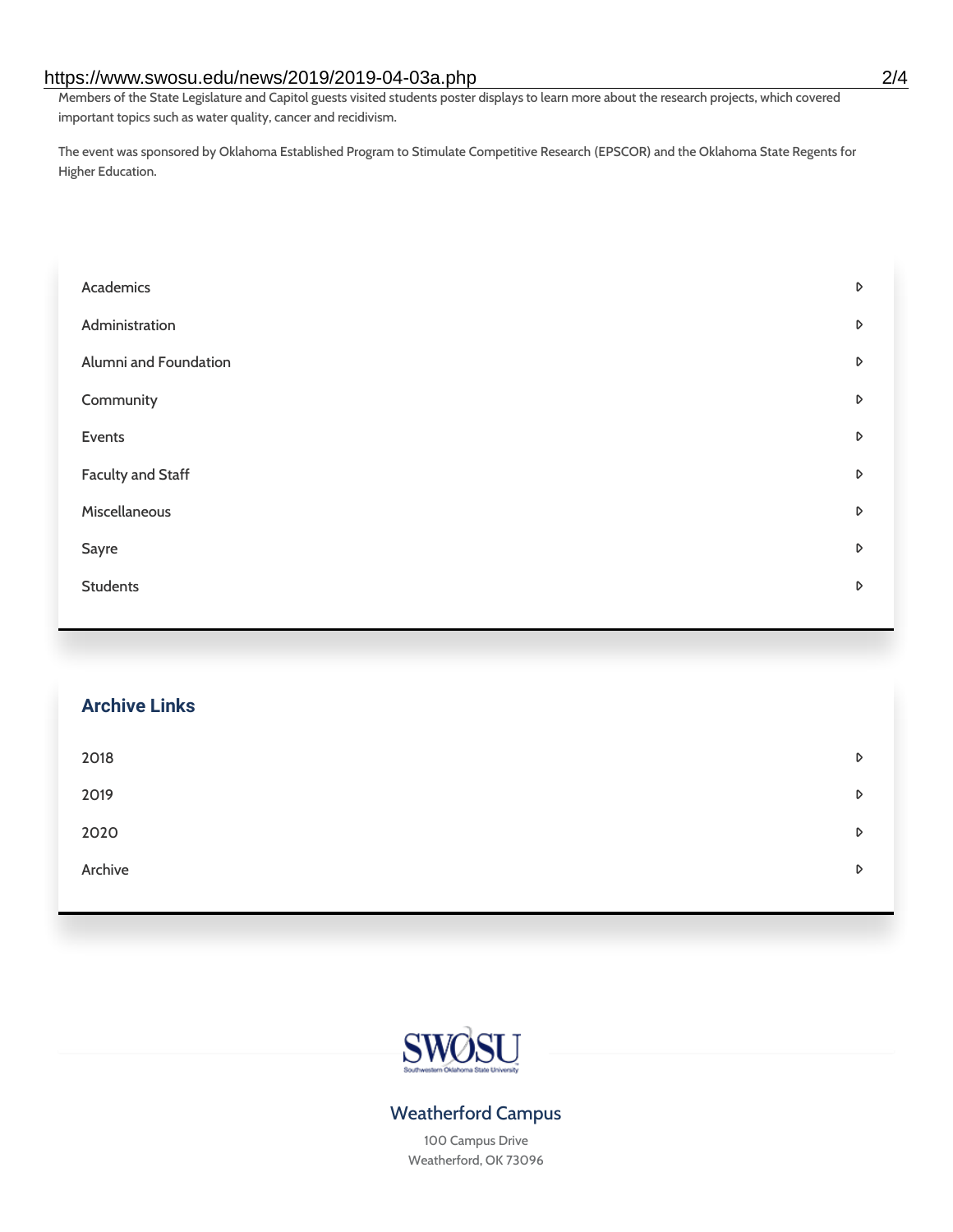Members of the State Legislature and Capitol guests visited students poster displays to learn more about the research projects, which covered important topics such as water quality, cancer and recidivism.

The event was sponsored by Oklahoma Established Program to Stimulate Competitive Research (EPSCOR) and the Oklahoma State Regents for Higher Education.

- Academics
- Administration
- Alumni and Foundation
- Community
- Events
- Faculty and Staff
- Miscellaneous
- Sayre
- Students

## Archive Links

- 2018
- 2019
- 2020
- Archive

SWOSU
Southwestern Oklahoma State University

### Weatherford Campus

100 Campus Drive
Weatherford, OK 73096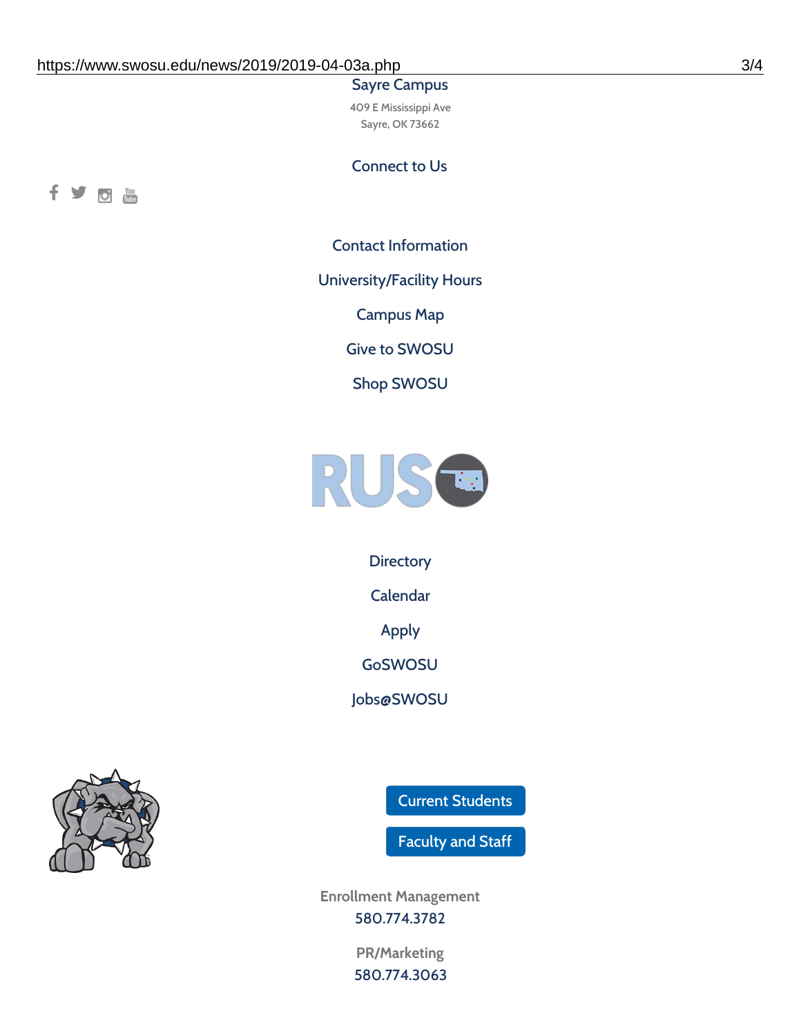Sayre Campus

409 E Mississippi Ave
Sayre, OK 73662

Connect to Us

Contact Information

University/Facility Hours

Campus Map

Give to SWOSU

Shop SWOSU

Directory

Calendar

Apply

GoSWOSU

Jobs@SWOSU

Current Students

Faculty and Staff

Enrollment Management
580.774.3782

PR/Marketing
580.774.3063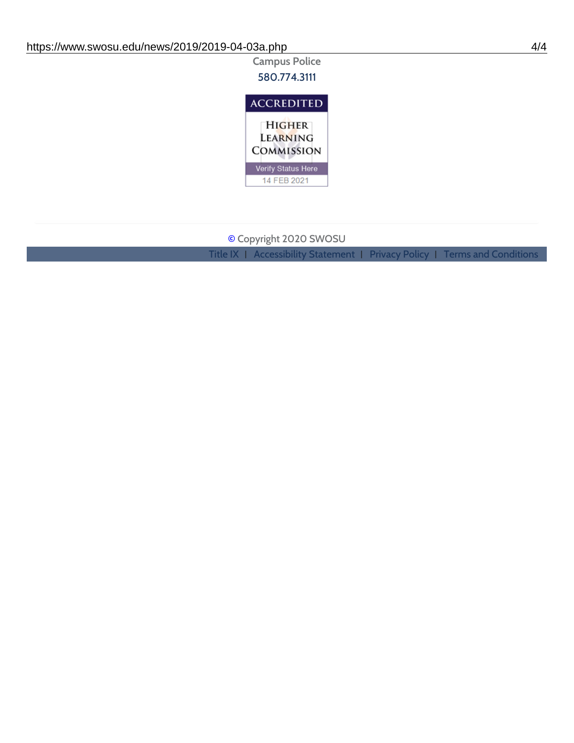Campus Police
580.774.3111

ACCREDITED

HIGHER LEARNING COMMISSION

Verify Status Here

14 FEB 2021

© Copyright 2020 SWOSU

Title IX | Accessibility Statement | Privacy Policy | Terms and Conditions